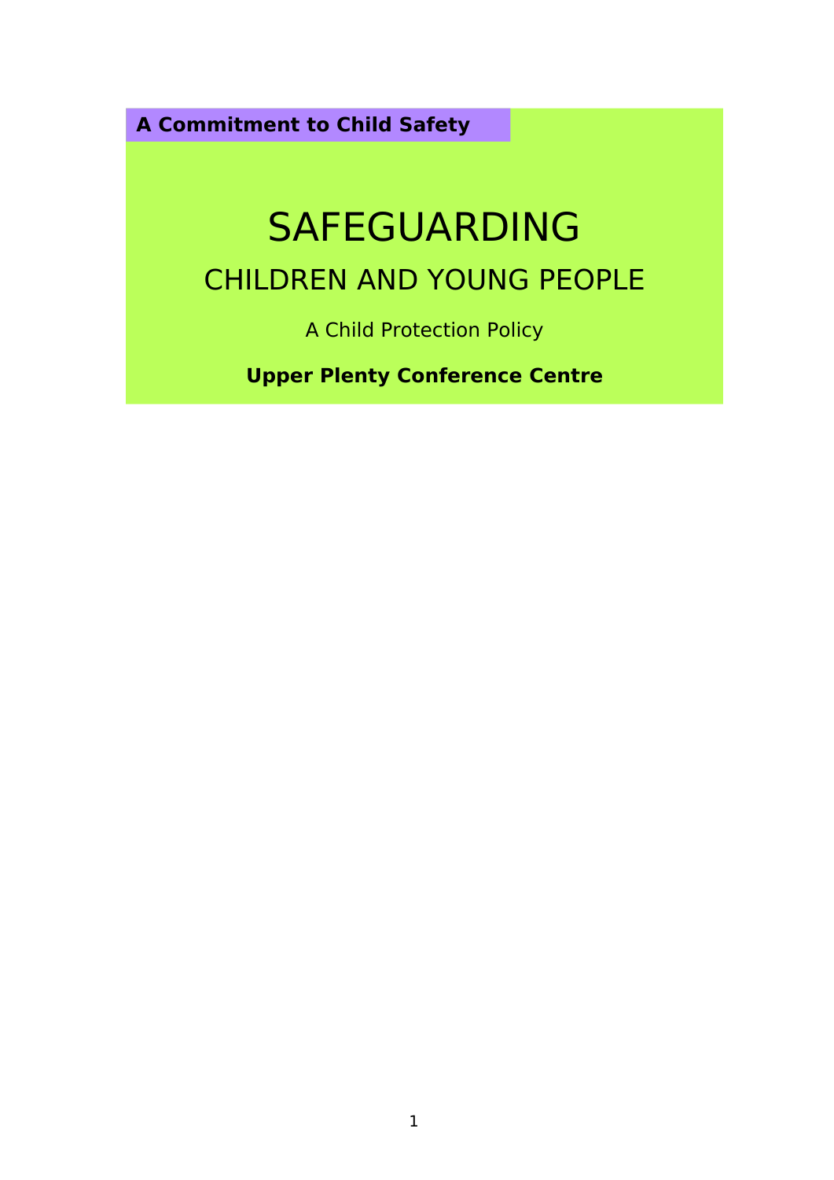**A Commitment to Child Safety**

# SAFEGUARDING

## CHILDREN AND YOUNG PEOPLE

A Child Protection Policy

**Upper Plenty Conference Centre**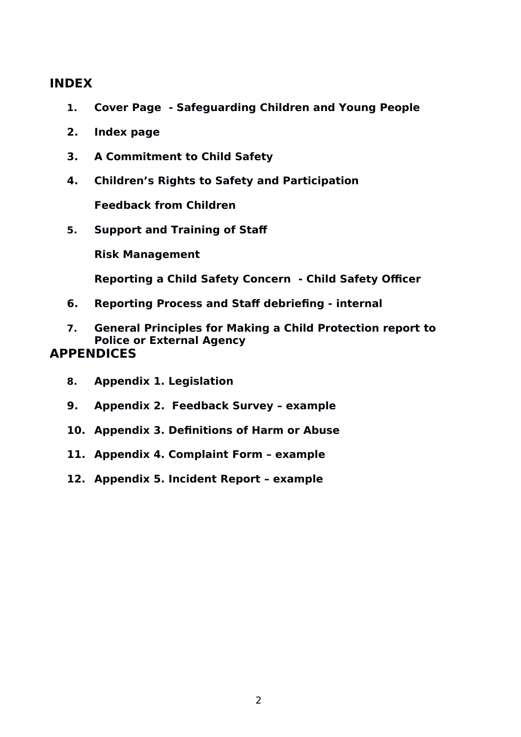# INDEX

1. **Cover Page - Safeguarding Children and Young People**
2. **Index page**
3. **A Commitment to Child Safety**
4. **Children's Rights to Safety and Participation**

   **Feedback from Children**
5. **Support and Training of Staff**

   **Risk Management**

   **Reporting a Child Safety Concern - Child Safety Officer**
6. **Reporting Process and Staff debriefing - internal**
7. **General Principles for Making a Child Protection report to Police or External Agency**

# APPENDICES

8. **Appendix 1. Legislation**
9. **Appendix 2. Feedback Survey – example**
10. **Appendix 3. Definitions of Harm or Abuse**
11. **Appendix 4. Complaint Form – example**
12. **Appendix 5. Incident Report – example**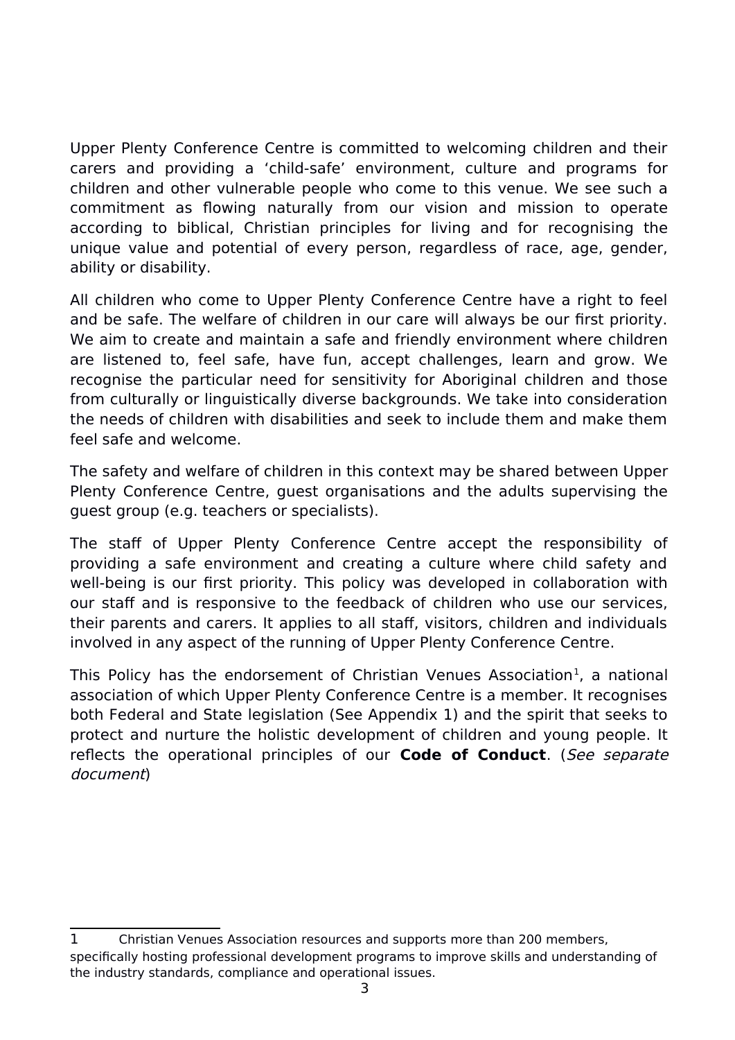Upper Plenty Conference Centre is committed to welcoming children and their carers and providing a 'child-safe' environment, culture and programs for children and other vulnerable people who come to this venue. We see such a commitment as flowing naturally from our vision and mission to operate according to biblical, Christian principles for living and for recognising the unique value and potential of every person, regardless of race, age, gender, ability or disability.

All children who come to Upper Plenty Conference Centre have a right to feel and be safe. The welfare of children in our care will always be our first priority. We aim to create and maintain a safe and friendly environment where children are listened to, feel safe, have fun, accept challenges, learn and grow. We recognise the particular need for sensitivity for Aboriginal children and those from culturally or linguistically diverse backgrounds. We take into consideration the needs of children with disabilities and seek to include them and make them feel safe and welcome.

The safety and welfare of children in this context may be shared between Upper Plenty Conference Centre, guest organisations and the adults supervising the guest group (e.g. teachers or specialists).

The staff of Upper Plenty Conference Centre accept the responsibility of providing a safe environment and creating a culture where child safety and well-being is our first priority. This policy was developed in collaboration with our staff and is responsive to the feedback of children who use our services, their parents and carers. It applies to all staff, visitors, children and individuals involved in any aspect of the running of Upper Plenty Conference Centre.

This Policy has the endorsement of Christian Venues Association[1], a national association of which Upper Plenty Conference Centre is a member. It recognises both Federal and State legislation (See Appendix 1) and the spirit that seeks to protect and nurture the holistic development of children and young people. It reflects the operational principles of our **Code of Conduct**. (*See separate document*)

---

1 Christian Venues Association resources and supports more than 200 members, specifically hosting professional development programs to improve skills and understanding of the industry standards, compliance and operational issues.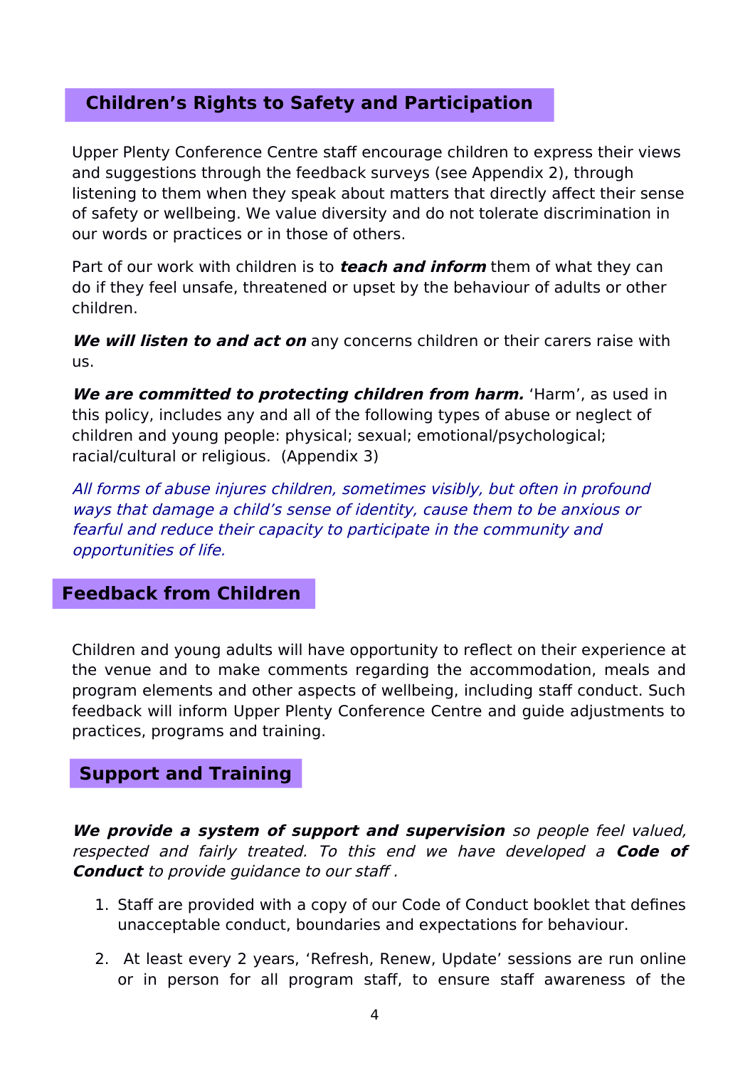## Children's Rights to Safety and Participation

Upper Plenty Conference Centre staff encourage children to express their views and suggestions through the feedback surveys (see Appendix 2), through listening to them when they speak about matters that directly affect their sense of safety or wellbeing. We value diversity and do not tolerate discrimination in our words or practices or in those of others.

Part of our work with children is to ***teach and inform*** them of what they can do if they feel unsafe, threatened or upset by the behaviour of adults or other children.

***We will listen to and act on*** any concerns children or their carers raise with us.

***We are committed to protecting children from harm.*** 'Harm', as used in this policy, includes any and all of the following types of abuse or neglect of children and young people: physical; sexual; emotional/psychological; racial/cultural or religious.  (Appendix 3)

*All forms of abuse injures children, sometimes visibly, but often in profound ways that damage a child's sense of identity, cause them to be anxious or fearful and reduce their capacity to participate in the community and opportunities of life.*

## Feedback from Children

Children and young adults will have opportunity to reflect on their experience at the venue and to make comments regarding the accommodation, meals and program elements and other aspects of wellbeing, including staff conduct. Such feedback will inform Upper Plenty Conference Centre and guide adjustments to practices, programs and training.

## Support and Training

***We provide a system of support and supervision*** *so people feel valued, respected and fairly treated. To this end we have developed a* ***Code of Conduct*** *to provide guidance to our staff .*

1. Staff are provided with a copy of our Code of Conduct booklet that defines unacceptable conduct, boundaries and expectations for behaviour.
2. At least every 2 years, 'Refresh, Renew, Update' sessions are run online or in person for all program staff, to ensure staff awareness of the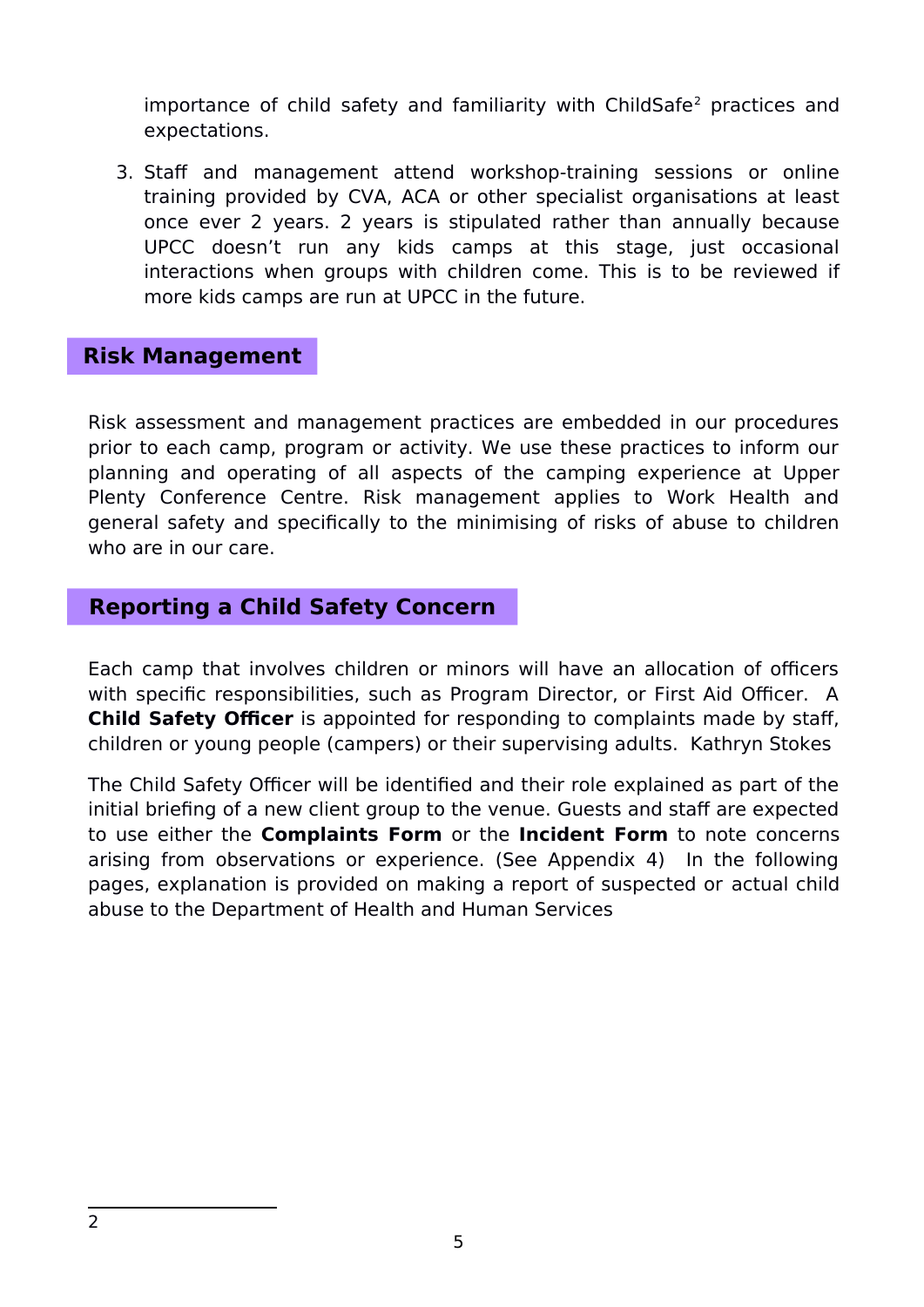importance of child safety and familiarity with ChildSafe[2] practices and expectations.

3. Staff and management attend workshop-training sessions or online training provided by CVA, ACA or other specialist organisations at least once ever 2 years. 2 years is stipulated rather than annually because UPCC doesn't run any kids camps at this stage, just occasional interactions when groups with children come. This is to be reviewed if more kids camps are run at UPCC in the future.

## Risk Management

Risk assessment and management practices are embedded in our procedures prior to each camp, program or activity. We use these practices to inform our planning and operating of all aspects of the camping experience at Upper Plenty Conference Centre. Risk management applies to Work Health and general safety and specifically to the minimising of risks of abuse to children who are in our care.

## Reporting a Child Safety Concern

Each camp that involves children or minors will have an allocation of officers with specific responsibilities, such as Program Director, or First Aid Officer. A **Child Safety Officer** is appointed for responding to complaints made by staff, children or young people (campers) or their supervising adults. Kathryn Stokes

The Child Safety Officer will be identified and their role explained as part of the initial briefing of a new client group to the venue. Guests and staff are expected to use either the **Complaints Form** or the **Incident Form** to note concerns arising from observations or experience. (See Appendix 4) In the following pages, explanation is provided on making a report of suspected or actual child abuse to the Department of Health and Human Services

---

2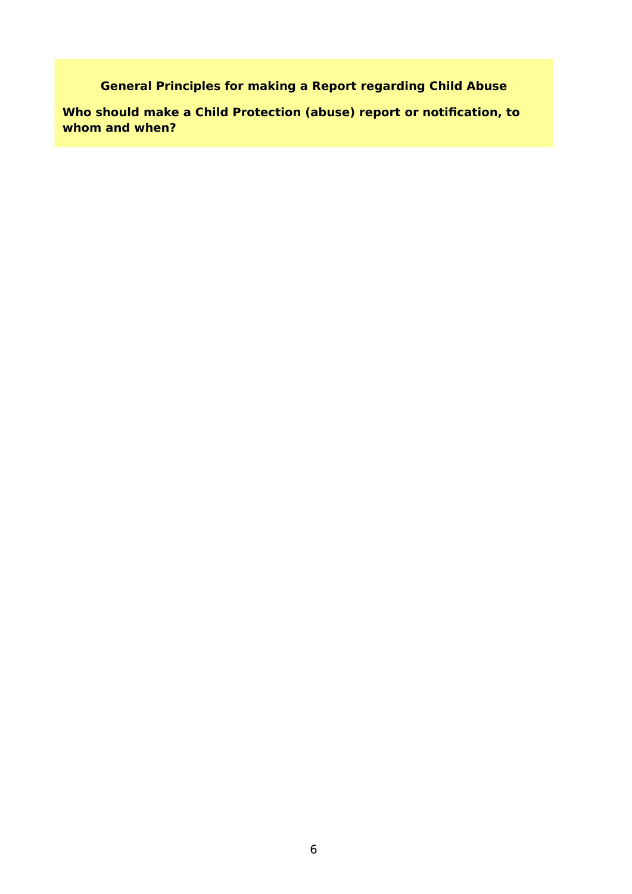## General Principles for making a Report regarding Child Abuse

**Who should make a Child Protection (abuse) report or notification, to whom and when?**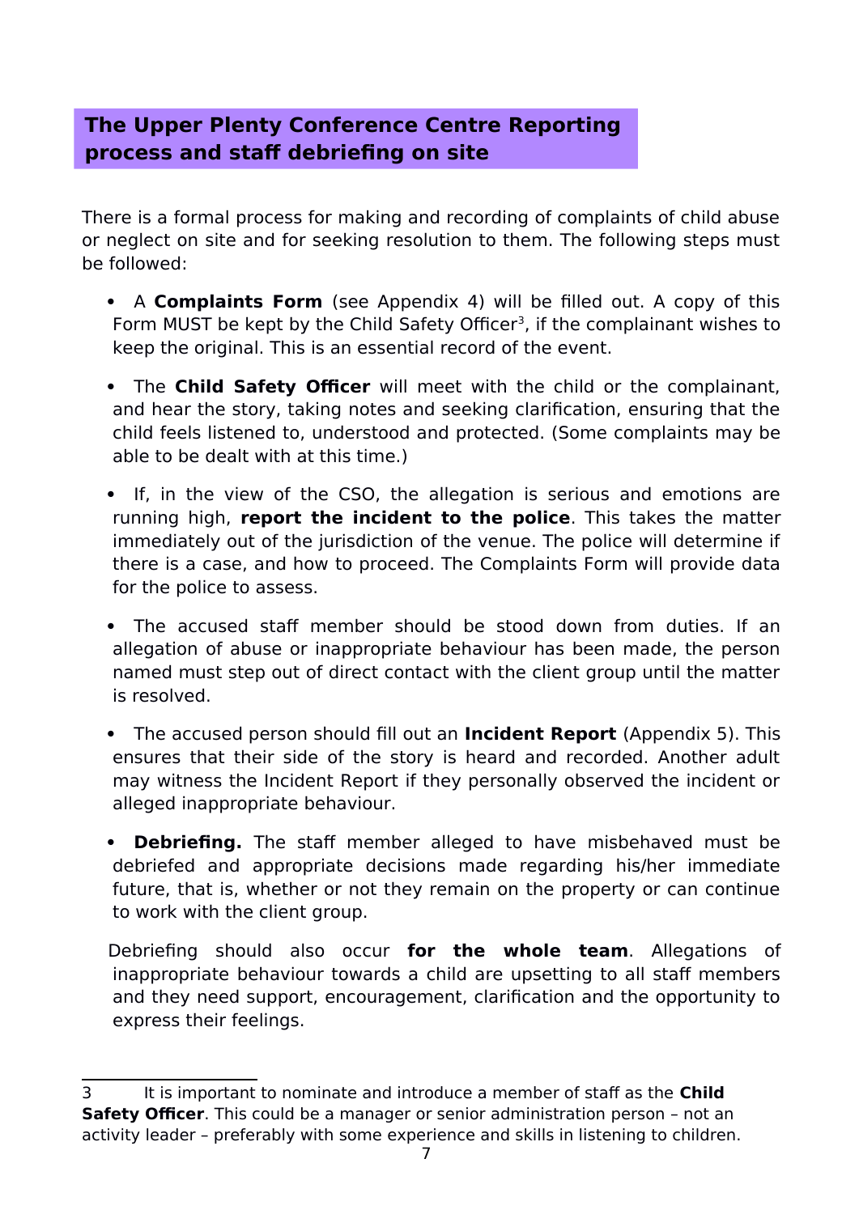## The Upper Plenty Conference Centre Reporting process and staff debriefing on site

There is a formal process for making and recording of complaints of child abuse or neglect on site and for seeking resolution to them. The following steps must be followed:

- A **Complaints Form** (see Appendix 4) will be filled out. A copy of this Form MUST be kept by the Child Safety Officer[3], if the complainant wishes to keep the original. This is an essential record of the event.

- The **Child Safety Officer** will meet with the child or the complainant, and hear the story, taking notes and seeking clarification, ensuring that the child feels listened to, understood and protected. (Some complaints may be able to be dealt with at this time.)

- If, in the view of the CSO, the allegation is serious and emotions are running high, **report the incident to the police**. This takes the matter immediately out of the jurisdiction of the venue. The police will determine if there is a case, and how to proceed. The Complaints Form will provide data for the police to assess.

- The accused staff member should be stood down from duties. If an allegation of abuse or inappropriate behaviour has been made, the person named must step out of direct contact with the client group until the matter is resolved.

- The accused person should fill out an **Incident Report** (Appendix 5). This ensures that their side of the story is heard and recorded. Another adult may witness the Incident Report if they personally observed the incident or alleged inappropriate behaviour.

- **Debriefing.** The staff member alleged to have misbehaved must be debriefed and appropriate decisions made regarding his/her immediate future, that is, whether or not they remain on the property or can continue to work with the client group.

  Debriefing should also occur **for the whole team**. Allegations of inappropriate behaviour towards a child are upsetting to all staff members and they need support, encouragement, clarification and the opportunity to express their feelings.

---

3 It is important to nominate and introduce a member of staff as the **Child Safety Officer**. This could be a manager or senior administration person – not an activity leader – preferably with some experience and skills in listening to children.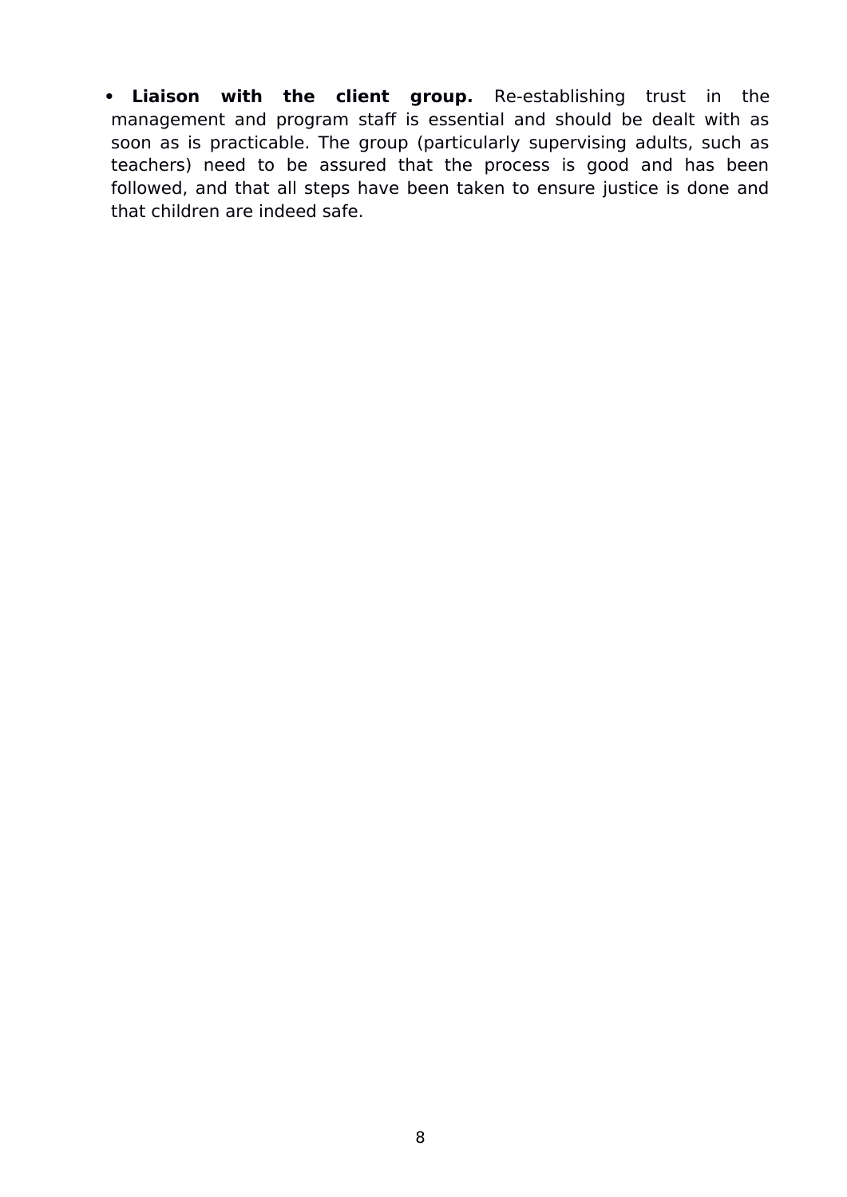- **Liaison with the client group.** Re-establishing trust in the management and program staff is essential and should be dealt with as soon as is practicable. The group (particularly supervising adults, such as teachers) need to be assured that the process is good and has been followed, and that all steps have been taken to ensure justice is done and that children are indeed safe.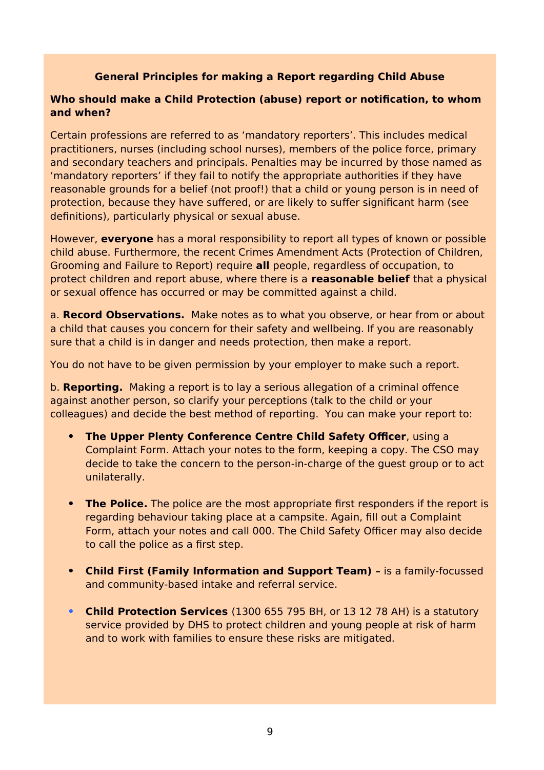## General Principles for making a Report regarding Child Abuse

### Who should make a Child Protection (abuse) report or notification, to whom and when?

Certain professions are referred to as 'mandatory reporters'. This includes medical practitioners, nurses (including school nurses), members of the police force, primary and secondary teachers and principals. Penalties may be incurred by those named as 'mandatory reporters' if they fail to notify the appropriate authorities if they have reasonable grounds for a belief (not proof!) that a child or young person is in need of protection, because they have suffered, or are likely to suffer significant harm (see definitions), particularly physical or sexual abuse.

However, **everyone** has a moral responsibility to report all types of known or possible child abuse. Furthermore, the recent Crimes Amendment Acts (Protection of Children, Grooming and Failure to Report) require **all** people, regardless of occupation, to protect children and report abuse, where there is a **reasonable belief** that a physical or sexual offence has occurred or may be committed against a child.

a. **Record Observations.** Make notes as to what you observe, or hear from or about a child that causes you concern for their safety and wellbeing. If you are reasonably sure that a child is in danger and needs protection, then make a report.

You do not have to be given permission by your employer to make such a report.

b. **Reporting.** Making a report is to lay a serious allegation of a criminal offence against another person, so clarify your perceptions (talk to the child or your colleagues) and decide the best method of reporting. You can make your report to:

- **The Upper Plenty Conference Centre Child Safety Officer**, using a Complaint Form. Attach your notes to the form, keeping a copy. The CSO may decide to take the concern to the person-in-charge of the guest group or to act unilaterally.
- **The Police.** The police are the most appropriate first responders if the report is regarding behaviour taking place at a campsite. Again, fill out a Complaint Form, attach your notes and call 000. The Child Safety Officer may also decide to call the police as a first step.
- **Child First (Family Information and Support Team) –** is a family-focussed and community-based intake and referral service.
- **Child Protection Services** (1300 655 795 BH, or 13 12 78 AH) is a statutory service provided by DHS to protect children and young people at risk of harm and to work with families to ensure these risks are mitigated.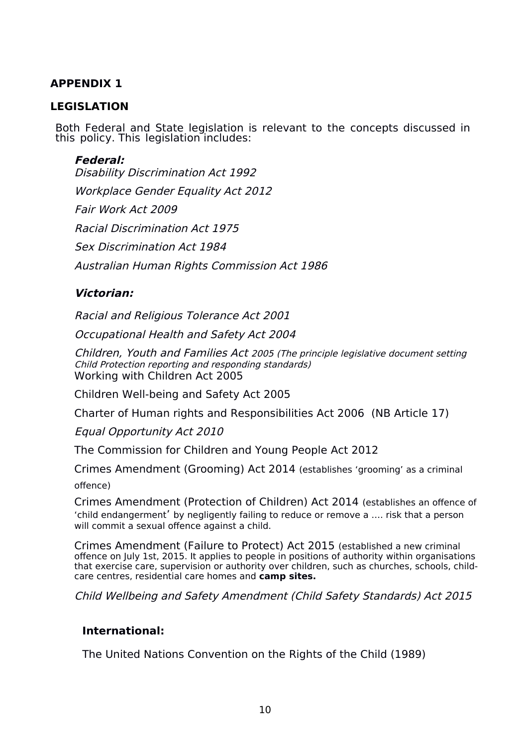**APPENDIX 1**

**LEGISLATION**

Both Federal and State legislation is relevant to the concepts discussed in this policy. This legislation includes:

***Federal:***

*Disability Discrimination Act 1992*

*Workplace Gender Equality Act 2012*

*Fair Work Act 2009*

*Racial Discrimination Act 1975*

*Sex Discrimination Act 1984*

*Australian Human Rights Commission Act 1986*

***Victorian:***

*Racial and Religious Tolerance Act 2001*

*Occupational Health and Safety Act 2004*

*Children, Youth and Families Act 2005 (The principle legislative document setting Child Protection reporting and responding standards)*

Working with Children Act 2005

Children Well-being and Safety Act 2005

Charter of Human rights and Responsibilities Act 2006 (NB Article 17)

*Equal Opportunity Act 2010*

The Commission for Children and Young People Act 2012

Crimes Amendment (Grooming) Act 2014 (establishes 'grooming' as a criminal offence)

Crimes Amendment (Protection of Children) Act 2014 (establishes an offence of 'child endangerment' by negligently failing to reduce or remove a …. risk that a person will commit a sexual offence against a child.

Crimes Amendment (Failure to Protect) Act 2015 (established a new criminal offence on July 1st, 2015. It applies to people in positions of authority within organisations that exercise care, supervision or authority over children, such as churches, schools, child-care centres, residential care homes and **camp sites.**

*Child Wellbeing and Safety Amendment (Child Safety Standards) Act 2015*

**International:**

The United Nations Convention on the Rights of the Child (1989)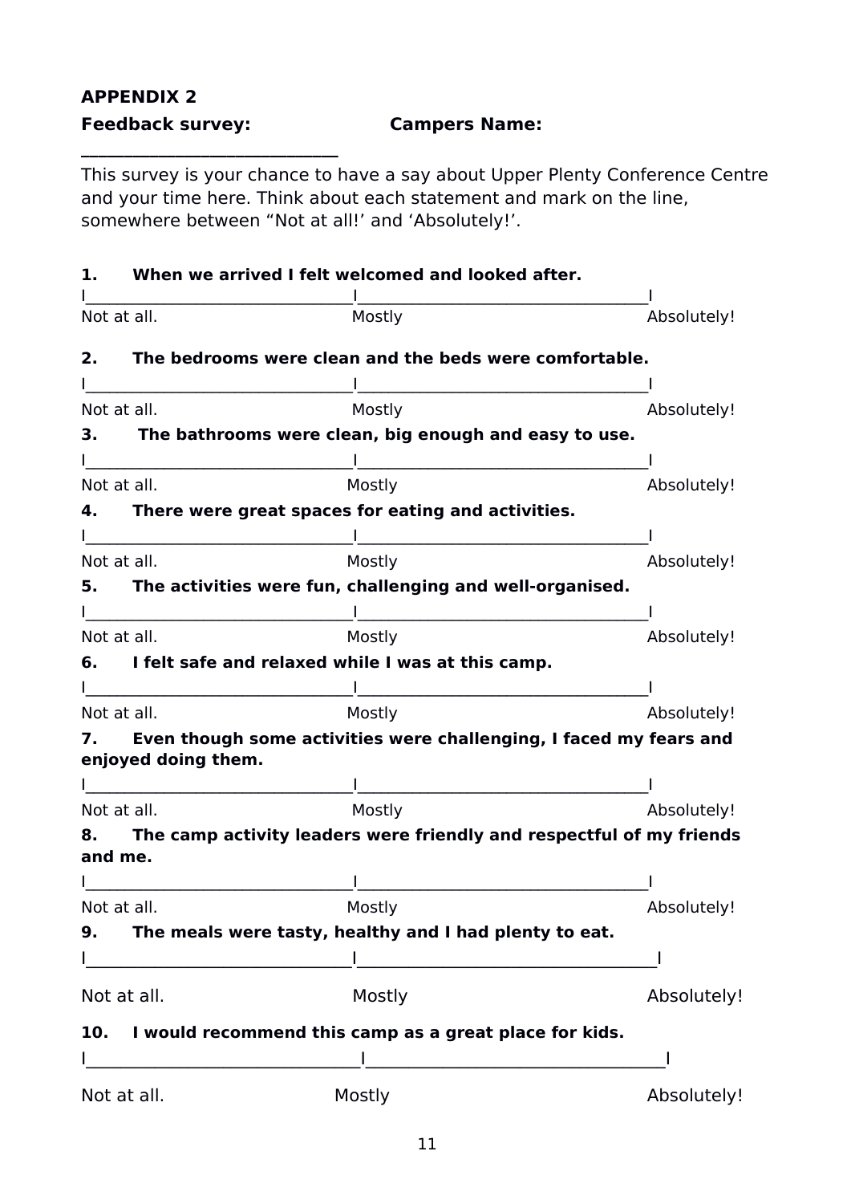**APPENDIX 2**

**Feedback survey:** **Campers Name: \_\_\_\_\_\_\_\_\_\_\_\_\_\_\_\_\_\_\_\_\_\_\_\_\_\_\_\_\_\_**

This survey is your chance to have a say about Upper Plenty Conference Centre and your time here. Think about each statement and mark on the line, somewhere between “Not at all!’ and ‘Absolutely!’.

**1. When we arrived I felt welcomed and looked after.**

I\_\_\_\_\_\_\_\_\_\_\_\_\_\_\_\_\_\_\_\_\_\_\_\_\_\_\_\_\_\_\_\_I\_\_\_\_\_\_\_\_\_\_\_\_\_\_\_\_\_\_\_\_\_\_\_\_\_\_\_\_\_\_\_\_\_\_\_I

Not at all. Mostly Absolutely!

**2. The bedrooms were clean and the beds were comfortable.**

I\_\_\_\_\_\_\_\_\_\_\_\_\_\_\_\_\_\_\_\_\_\_\_\_\_\_\_\_\_\_\_\_I\_\_\_\_\_\_\_\_\_\_\_\_\_\_\_\_\_\_\_\_\_\_\_\_\_\_\_\_\_\_\_\_\_\_\_I

Not at all. Mostly Absolutely!

**3. The bathrooms were clean, big enough and easy to use.**

I\_\_\_\_\_\_\_\_\_\_\_\_\_\_\_\_\_\_\_\_\_\_\_\_\_\_\_\_\_\_\_\_I\_\_\_\_\_\_\_\_\_\_\_\_\_\_\_\_\_\_\_\_\_\_\_\_\_\_\_\_\_\_\_\_\_\_\_I

Not at all. Mostly Absolutely!

**4. There were great spaces for eating and activities.**

I\_\_\_\_\_\_\_\_\_\_\_\_\_\_\_\_\_\_\_\_\_\_\_\_\_\_\_\_\_\_\_\_I\_\_\_\_\_\_\_\_\_\_\_\_\_\_\_\_\_\_\_\_\_\_\_\_\_\_\_\_\_\_\_\_\_\_\_I

Not at all. Mostly Absolutely!

**5. The activities were fun, challenging and well-organised.**

I\_\_\_\_\_\_\_\_\_\_\_\_\_\_\_\_\_\_\_\_\_\_\_\_\_\_\_\_\_\_\_\_I\_\_\_\_\_\_\_\_\_\_\_\_\_\_\_\_\_\_\_\_\_\_\_\_\_\_\_\_\_\_\_\_\_\_\_I

Not at all. Mostly Absolutely!

**6. I felt safe and relaxed while I was at this camp.**

I\_\_\_\_\_\_\_\_\_\_\_\_\_\_\_\_\_\_\_\_\_\_\_\_\_\_\_\_\_\_\_\_I\_\_\_\_\_\_\_\_\_\_\_\_\_\_\_\_\_\_\_\_\_\_\_\_\_\_\_\_\_\_\_\_\_\_\_I

Not at all. Mostly Absolutely!

**7. Even though some activities were challenging, I faced my fears and enjoyed doing them.**

I\_\_\_\_\_\_\_\_\_\_\_\_\_\_\_\_\_\_\_\_\_\_\_\_\_\_\_\_\_\_\_\_I\_\_\_\_\_\_\_\_\_\_\_\_\_\_\_\_\_\_\_\_\_\_\_\_\_\_\_\_\_\_\_\_\_\_\_I

Not at all. Mostly Absolutely!

**8. The camp activity leaders were friendly and respectful of my friends and me.**

I\_\_\_\_\_\_\_\_\_\_\_\_\_\_\_\_\_\_\_\_\_\_\_\_\_\_\_\_\_\_\_\_I\_\_\_\_\_\_\_\_\_\_\_\_\_\_\_\_\_\_\_\_\_\_\_\_\_\_\_\_\_\_\_\_\_\_\_I

Not at all. Mostly Absolutely!

**9. The meals were tasty, healthy and I had plenty to eat.**

I\_\_\_\_\_\_\_\_\_\_\_\_\_\_\_\_\_\_\_\_\_\_\_\_\_\_\_\_\_\_\_\_I\_\_\_\_\_\_\_\_\_\_\_\_\_\_\_\_\_\_\_\_\_\_\_\_\_\_\_\_\_\_\_\_\_\_\_I

Not at all. Mostly Absolutely!

**10. I would recommend this camp as a great place for kids.**

I\_\_\_\_\_\_\_\_\_\_\_\_\_\_\_\_\_\_\_\_\_\_\_\_\_\_\_\_\_\_\_\_I\_\_\_\_\_\_\_\_\_\_\_\_\_\_\_\_\_\_\_\_\_\_\_\_\_\_\_\_\_\_\_\_\_\_\_I

Not at all. Mostly Absolutely!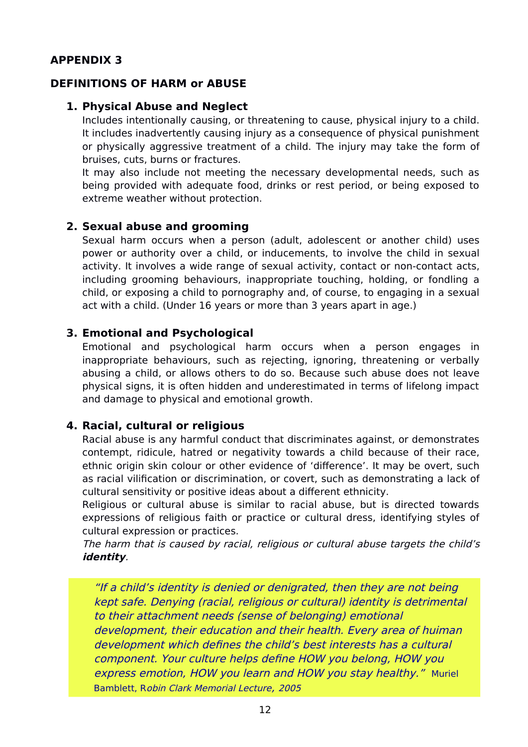## APPENDIX 3

## DEFINITIONS OF HARM or ABUSE

### 1. Physical Abuse and Neglect

Includes intentionally causing, or threatening to cause, physical injury to a child. It includes inadvertently causing injury as a consequence of physical punishment or physically aggressive treatment of a child. The injury may take the form of bruises, cuts, burns or fractures.

It may also include not meeting the necessary developmental needs, such as being provided with adequate food, drinks or rest period, or being exposed to extreme weather without protection.

### 2. Sexual abuse and grooming

Sexual harm occurs when a person (adult, adolescent or another child) uses power or authority over a child, or inducements, to involve the child in sexual activity. It involves a wide range of sexual activity, contact or non-contact acts, including grooming behaviours, inappropriate touching, holding, or fondling a child, or exposing a child to pornography and, of course, to engaging in a sexual act with a child. (Under 16 years or more than 3 years apart in age.)

### 3. Emotional and Psychological

Emotional and psychological harm occurs when a person engages in inappropriate behaviours, such as rejecting, ignoring, threatening or verbally abusing a child, or allows others to do so. Because such abuse does not leave physical signs, it is often hidden and underestimated in terms of lifelong impact and damage to physical and emotional growth.

### 4. Racial, cultural or religious

Racial abuse is any harmful conduct that discriminates against, or demonstrates contempt, ridicule, hatred or negativity towards a child because of their race, ethnic origin skin colour or other evidence of 'difference'. It may be overt, such as racial vilification or discrimination, or covert, such as demonstrating a lack of cultural sensitivity or positive ideas about a different ethnicity.

Religious or cultural abuse is similar to racial abuse, but is directed towards expressions of religious faith or practice or cultural dress, identifying styles of cultural expression or practices.

*The harm that is caused by racial, religious or cultural abuse targets the child's **identity**.*

> *"If a child's identity is denied or denigrated, then they are not being kept safe. Denying (racial, religious or cultural) identity is detrimental to their attachment needs (sense of belonging) emotional development, their education and their health. Every area of huiman development which defines the child's best interests has a cultural component. Your culture helps define HOW you belong, HOW you express emotion, HOW you learn and HOW you stay healthy."* Muriel Bamblett, R*obin Clark Memorial Lecture, 2005*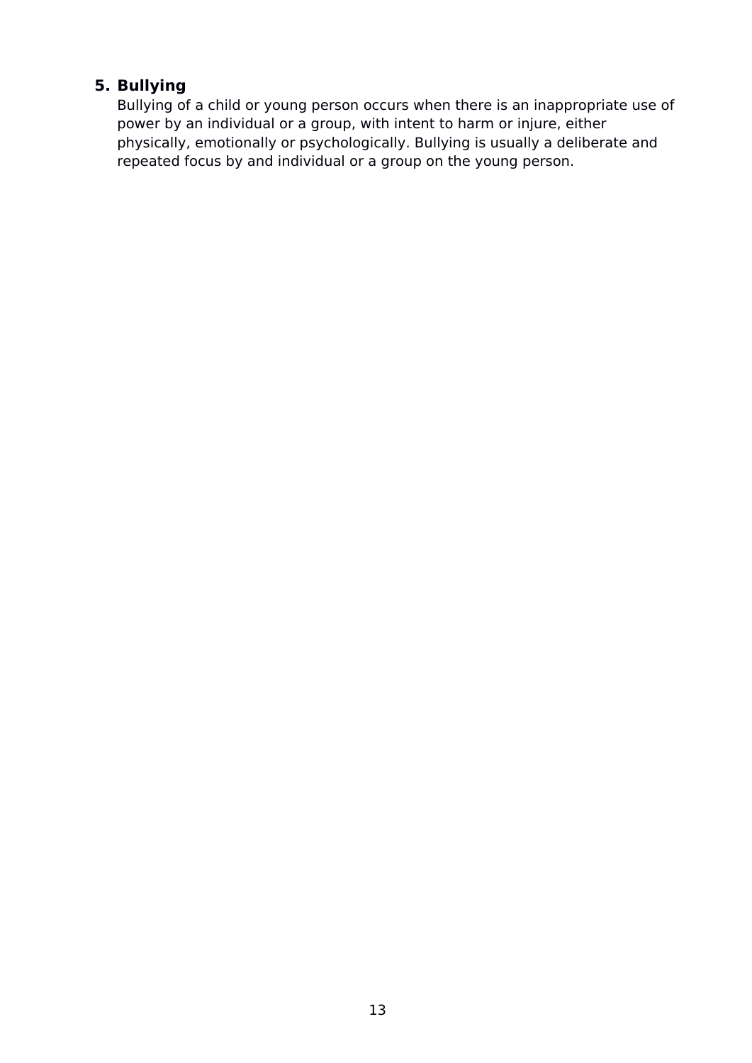5. **Bullying**

   Bullying of a child or young person occurs when there is an inappropriate use of power by an individual or a group, with intent to harm or injure, either physically, emotionally or psychologically. Bullying is usually a deliberate and repeated focus by and individual or a group on the young person.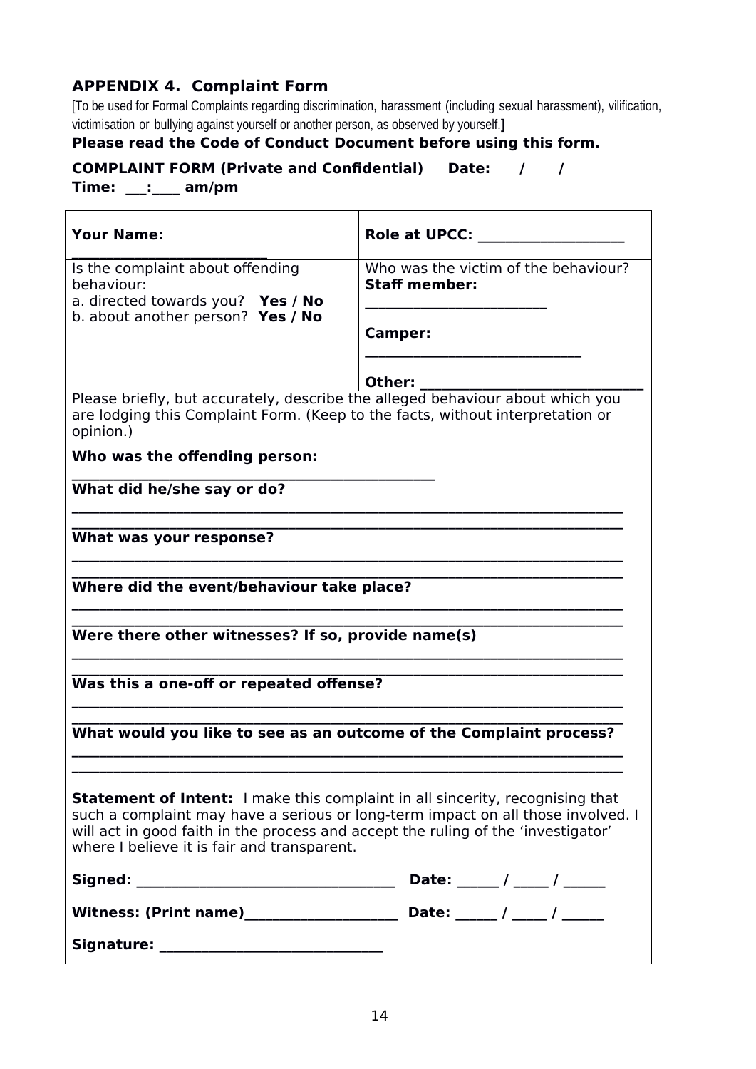## APPENDIX 4. Complaint Form

[To be used for Formal Complaints regarding discrimination, harassment (including sexual harassment), vilification, victimisation or bullying against yourself or another person, as observed by yourself.]

**Please read the Code of Conduct Document before using this form.**

**COMPLAINT FORM (Private and Confidential) Date: / /**
**Time: ___:____ am/pm**

| **Your Name:** _________________________ | **Role at UPCC:** ___________________ |
|---|---|
| Is the complaint about offending behaviour:<br>a. directed towards you? **Yes / No**<br>b. about another person? **Yes / No** | Who was the victim of the behaviour?<br>**Staff member:** ______________________<br>**Camper:** ____________________________<br>**Other:** ____________________________ |

Please briefly, but accurately, describe the alleged behaviour about which you are lodging this Complaint Form. (Keep to the facts, without interpretation or opinion.)

**Who was the offending person:** ________________________________________________

**What did he/she say or do?**

____________________________________________________________________________

____________________________________________________________________________

**What was your response?**

____________________________________________________________________________

____________________________________________________________________________

**Where did the event/behaviour take place?**

____________________________________________________________________________

____________________________________________________________________________

**Were there other witnesses? If so, provide name(s)**

____________________________________________________________________________

____________________________________________________________________________

**Was this a one-off or repeated offense?**

____________________________________________________________________________

____________________________________________________________________________

**What would you like to see as an outcome of the Complaint process?**

____________________________________________________________________________

____________________________________________________________________________

**Statement of Intent:** I make this complaint in all sincerity, recognising that such a complaint may have a serious or long-term impact on all those involved. I will act in good faith in the process and accept the ruling of the 'investigator' where I believe it is fair and transparent.

**Signed:** __________________________________ **Date:** ______ / _____ / ______

**Witness: (Print name)**____________________ **Date:** ______ / _____ / ______

**Signature:** ______________________________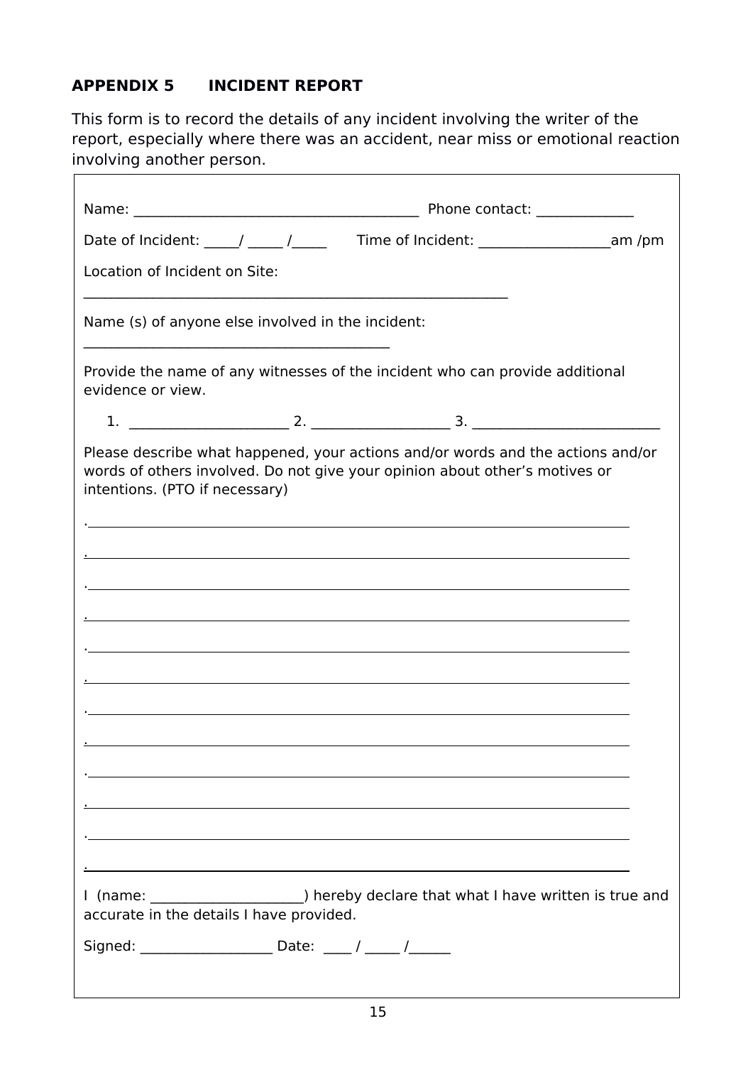## APPENDIX 5 INCIDENT REPORT

This form is to record the details of any incident involving the writer of the report, especially where there was an accident, near miss or emotional reaction involving another person.

Name: ______________________________________ Phone contact: _____________

Date of Incident: _____/ _____ /_____ Time of Incident: __________________am /pm

Location of Incident on Site:

__________________________________________________________

Name (s) of anyone else involved in the incident:

__________________________________________

Provide the name of any witnesses of the incident who can provide additional evidence or view.

1. _____________________ 2. ___________________ 3. _________________________

Please describe what happened, your actions and/or words and the actions and/or words of others involved. Do not give your opinion about other's motives or intentions. (PTO if necessary)

.______________________________________________________________________

.______________________________________________________________________

.______________________________________________________________________

.______________________________________________________________________

.______________________________________________________________________

.______________________________________________________________________

.______________________________________________________________________

.______________________________________________________________________

.______________________________________________________________________

.______________________________________________________________________

.______________________________________________________________________

.______________________________________________________________________

I (name: _____________________) hereby declare that what I have written is true and accurate in the details I have provided.

Signed: __________________ Date: ____ / _____ /______